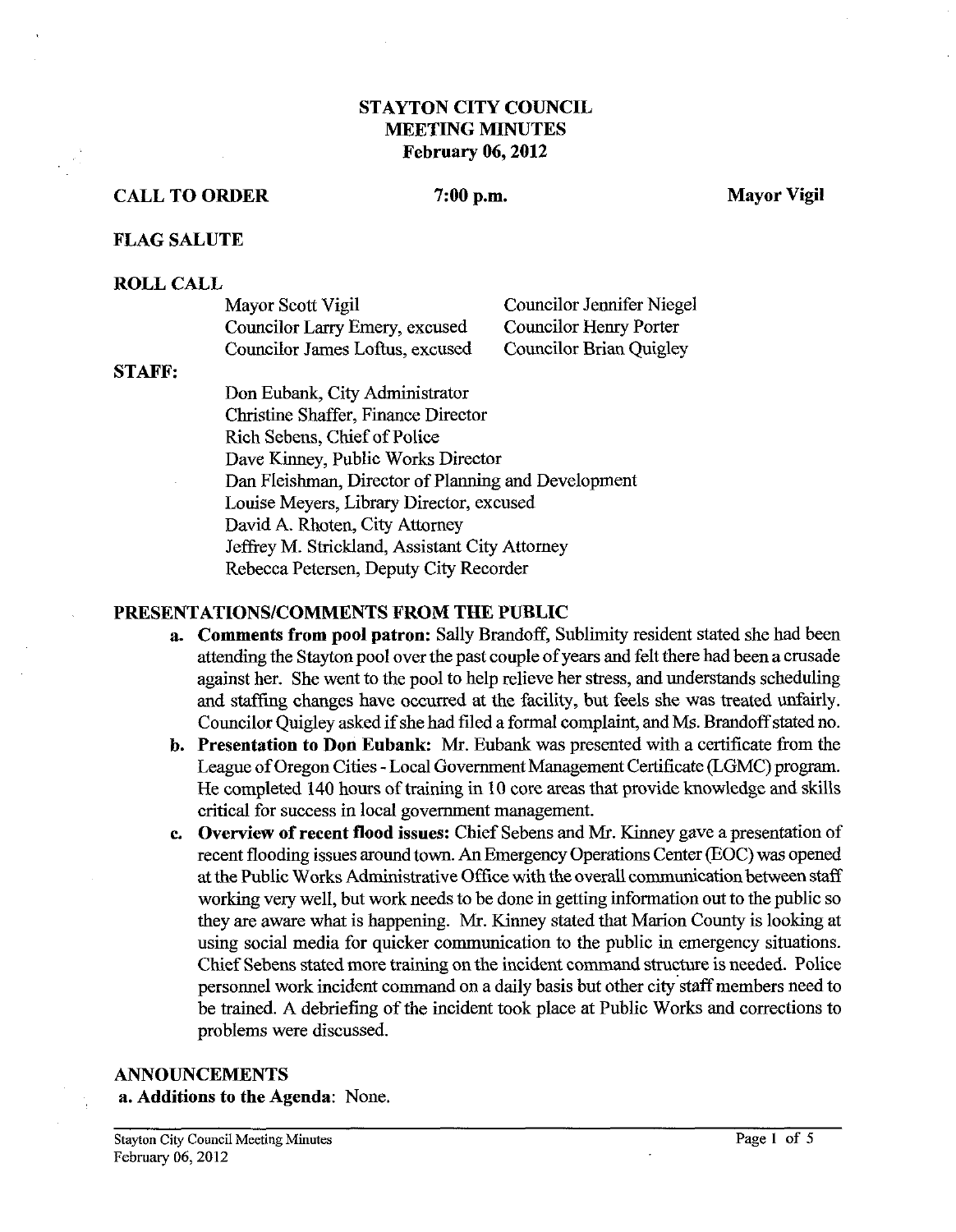# STAYTON CITY COUNCIL
# MEETING MINUTES
## February 06, 2012

**CALL TO ORDER** **7:00 p.m.** **Mayor Vigil**

**FLAG SALUTE**

**ROLL CALL**

| | |
|---|---|
| Mayor Scott Vigil | Councilor Jennifer Niegel |
| Councilor Larry Emery, excused | Councilor Henry Porter |
| Councilor James Loftus, excused | Councilor Brian Quigley |

**STAFF:**

Don Eubank, City Administrator
Christine Shaffer, Finance Director
Rich Sebens, Chief of Police
Dave Kinney, Public Works Director
Dan Fleishman, Director of Planning and Development
Louise Meyers, Library Director, excused
David A. Rhoten, City Attorney
Jeffrey M. Strickland, Assistant City Attorney
Rebecca Petersen, Deputy City Recorder

**PRESENTATIONS/COMMENTS FROM THE PUBLIC**

a. **Comments from pool patron:** Sally Brandoff, Sublimity resident stated she had been attending the Stayton pool over the past couple of years and felt there had been a crusade against her. She went to the pool to help relieve her stress, and understands scheduling and staffing changes have occurred at the facility, but feels she was treated unfairly. Councilor Quigley asked if she had filed a formal complaint, and Ms. Brandoff stated no.

b. **Presentation to Don Eubank:** Mr. Eubank was presented with a certificate from the League of Oregon Cities - Local Government Management Certificate (LGMC) program. He completed 140 hours of training in 10 core areas that provide knowledge and skills critical for success in local government management.

c. **Overview of recent flood issues:** Chief Sebens and Mr. Kinney gave a presentation of recent flooding issues around town. An Emergency Operations Center (EOC) was opened at the Public Works Administrative Office with the overall communication between staff working very well, but work needs to be done in getting information out to the public so they are aware what is happening. Mr. Kinney stated that Marion County is looking at using social media for quicker communication to the public in emergency situations. Chief Sebens stated more training on the incident command structure is needed. Police personnel work incident command on a daily basis but other city staff members need to be trained. A debriefing of the incident took place at Public Works and corrections to problems were discussed.

**ANNOUNCEMENTS**

**a. Additions to the Agenda**: None.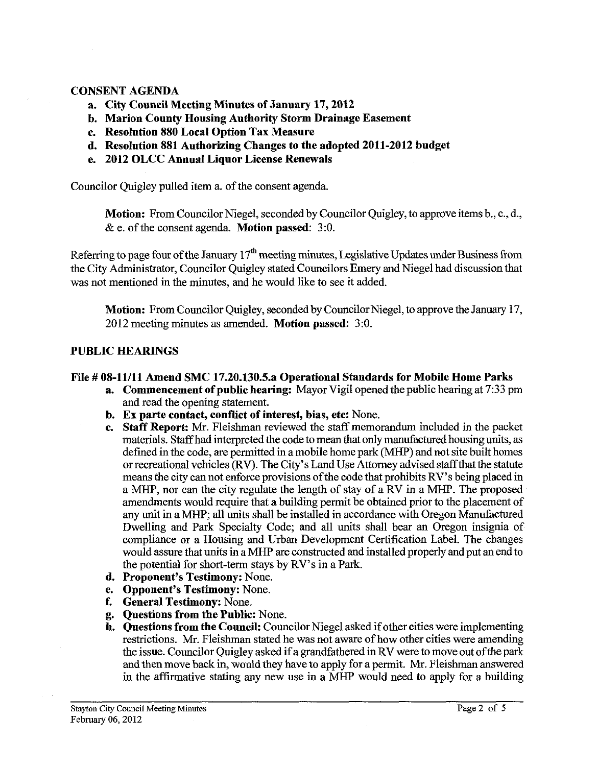## CONSENT AGENDA

a. **City Council Meeting Minutes of January 17, 2012**
b. **Marion County Housing Authority Storm Drainage Easement**
c. **Resolution 880 Local Option Tax Measure**
d. **Resolution 881 Authorizing Changes to the adopted 2011-2012 budget**
e. **2012 OLCC Annual Liquor License Renewals**

Councilor Quigley pulled item a. of the consent agenda.

> **Motion:** From Councilor Niegel, seconded by Councilor Quigley, to approve items b., c., d., & e. of the consent agenda. **Motion passed:** 3:0.

Referring to page four of the January 17th meeting minutes, Legislative Updates under Business from the City Administrator, Councilor Quigley stated Councilors Emery and Niegel had discussion that was not mentioned in the minutes, and he would like to see it added.

> **Motion:** From Councilor Quigley, seconded by Councilor Niegel, to approve the January 17, 2012 meeting minutes as amended. **Motion passed:** 3:0.

## PUBLIC HEARINGS

### File # 08-11/11 Amend SMC 17.20.130.5.a Operational Standards for Mobile Home Parks

a. **Commencement of public hearing:** Mayor Vigil opened the public hearing at 7:33 pm and read the opening statement.
b. **Ex parte contact, conflict of interest, bias, etc:** None.
c. **Staff Report:** Mr. Fleishman reviewed the staff memorandum included in the packet materials. Staff had interpreted the code to mean that only manufactured housing units, as defined in the code, are permitted in a mobile home park (MHP) and not site built homes or recreational vehicles (RV). The City's Land Use Attorney advised staff that the statute means the city can not enforce provisions of the code that prohibits RV's being placed in a MHP, nor can the city regulate the length of stay of a RV in a MHP. The proposed amendments would require that a building permit be obtained prior to the placement of any unit in a MHP; all units shall be installed in accordance with Oregon Manufactured Dwelling and Park Specialty Code; and all units shall bear an Oregon insignia of compliance or a Housing and Urban Development Certification Label. The changes would assure that units in a MHP are constructed and installed properly and put an end to the potential for short-term stays by RV's in a Park.
d. **Proponent's Testimony:** None.
e. **Opponent's Testimony:** None.
f. **General Testimony:** None.
g. **Questions from the Public:** None.
h. **Questions from the Council:** Councilor Niegel asked if other cities were implementing restrictions. Mr. Fleishman stated he was not aware of how other cities were amending the issue. Councilor Quigley asked if a grandfathered in RV were to move out of the park and then move back in, would they have to apply for a permit. Mr. Fleishman answered in the affirmative stating any new use in a MHP would need to apply for a building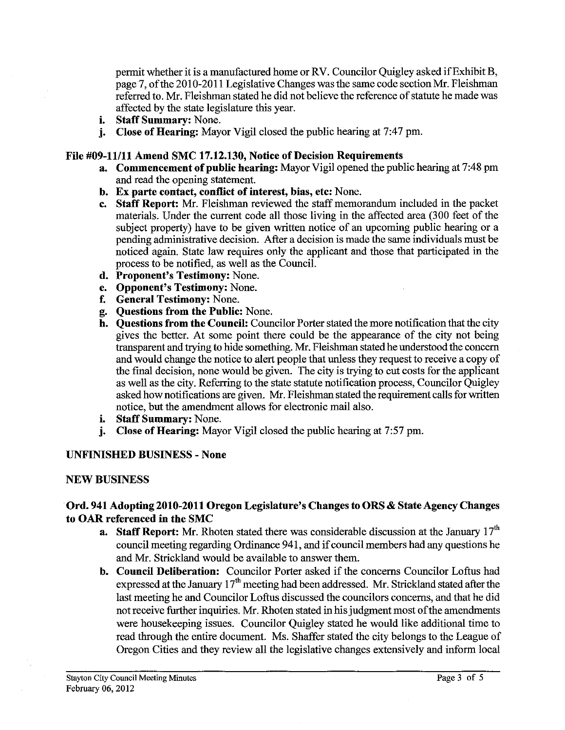permit whether it is a manufactured home or RV. Councilor Quigley asked if Exhibit B, page 7, of the 2010-2011 Legislative Changes was the same code section Mr. Fleishman referred to. Mr. Fleishman stated he did not believe the reference of statute he made was affected by the state legislature this year.

i. **Staff Summary:** None.
j. **Close of Hearing:** Mayor Vigil closed the public hearing at 7:47 pm.

### File #09-11/11 Amend SMC 17.12.130, Notice of Decision Requirements

a. **Commencement of public hearing:** Mayor Vigil opened the public hearing at 7:48 pm and read the opening statement.
b. **Ex parte contact, conflict of interest, bias, etc:** None.
c. **Staff Report:** Mr. Fleishman reviewed the staff memorandum included in the packet materials. Under the current code all those living in the affected area (300 feet of the subject property) have to be given written notice of an upcoming public hearing or a pending administrative decision. After a decision is made the same individuals must be noticed again. State law requires only the applicant and those that participated in the process to be notified, as well as the Council.
d. **Proponent's Testimony:** None.
e. **Opponent's Testimony:** None.
f. **General Testimony:** None.
g. **Questions from the Public:** None.
h. **Questions from the Council:** Councilor Porter stated the more notification that the city gives the better. At some point there could be the appearance of the city not being transparent and trying to hide something. Mr. Fleishman stated he understood the concern and would change the notice to alert people that unless they request to receive a copy of the final decision, none would be given. The city is trying to cut costs for the applicant as well as the city. Referring to the state statute notification process, Councilor Quigley asked how notifications are given. Mr. Fleishman stated the requirement calls for written notice, but the amendment allows for electronic mail also.
i. **Staff Summary:** None.
j. **Close of Hearing:** Mayor Vigil closed the public hearing at 7:57 pm.

## UNFINISHED BUSINESS - None

## NEW BUSINESS

### Ord. 941 Adopting 2010-2011 Oregon Legislature's Changes to ORS & State Agency Changes to OAR referenced in the SMC

a. **Staff Report:** Mr. Rhoten stated there was considerable discussion at the January 17th council meeting regarding Ordinance 941, and if council members had any questions he and Mr. Strickland would be available to answer them.
b. **Council Deliberation:** Councilor Porter asked if the concerns Councilor Loftus had expressed at the January 17th meeting had been addressed. Mr. Strickland stated after the last meeting he and Councilor Loftus discussed the councilors concerns, and that he did not receive further inquiries. Mr. Rhoten stated in his judgment most of the amendments were housekeeping issues. Councilor Quigley stated he would like additional time to read through the entire document. Ms. Shaffer stated the city belongs to the League of Oregon Cities and they review all the legislative changes extensively and inform local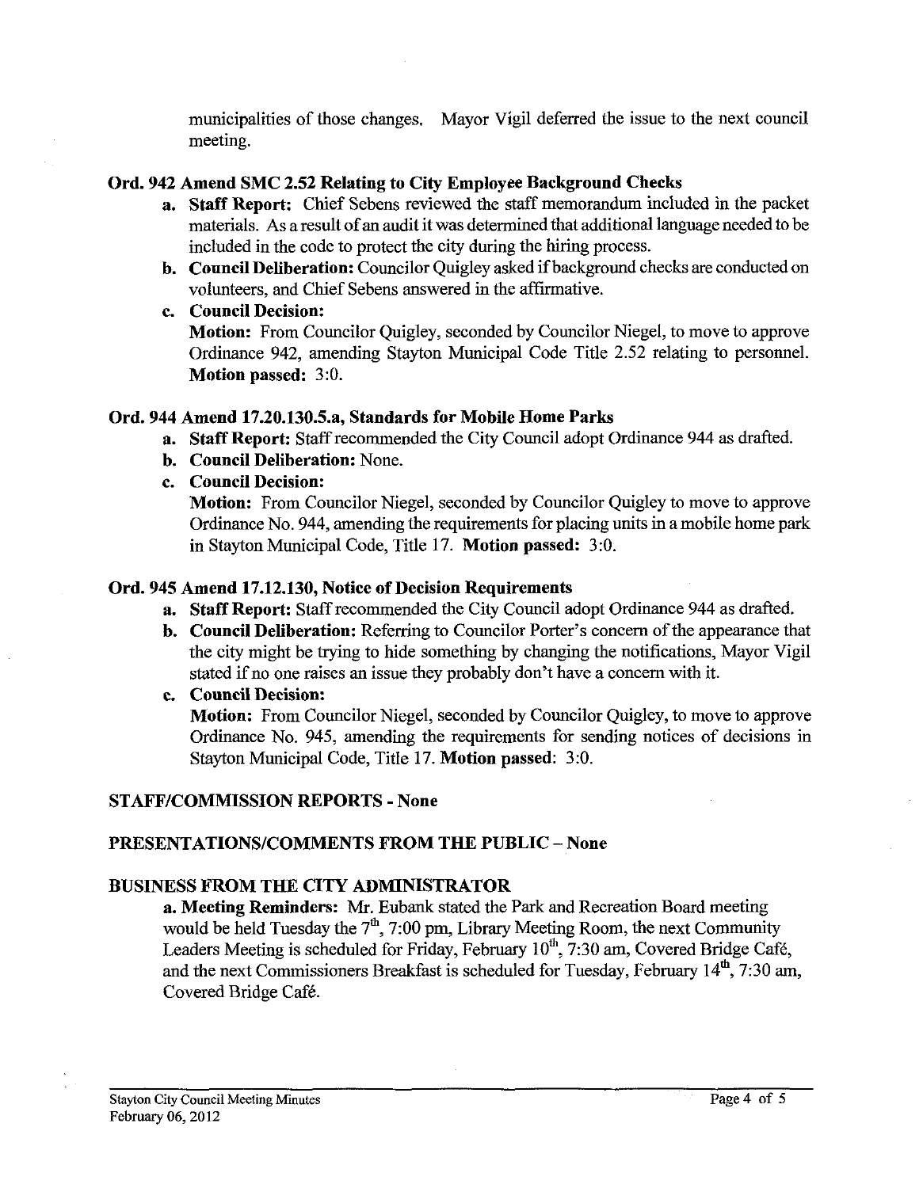municipalities of those changes. Mayor Vigil deferred the issue to the next council meeting.

### Ord. 942 Amend SMC 2.52 Relating to City Employee Background Checks

a. **Staff Report:** Chief Sebens reviewed the staff memorandum included in the packet materials. As a result of an audit it was determined that additional language needed to be included in the code to protect the city during the hiring process.

b. **Council Deliberation:** Councilor Quigley asked if background checks are conducted on volunteers, and Chief Sebens answered in the affirmative.

c. **Council Decision:**
**Motion:** From Councilor Quigley, seconded by Councilor Niegel, to move to approve Ordinance 942, amending Stayton Municipal Code Title 2.52 relating to personnel. **Motion passed:** 3:0.

### Ord. 944 Amend 17.20.130.5.a, Standards for Mobile Home Parks

a. **Staff Report:** Staff recommended the City Council adopt Ordinance 944 as drafted.

b. **Council Deliberation:** None.

c. **Council Decision:**
**Motion:** From Councilor Niegel, seconded by Councilor Quigley to move to approve Ordinance No. 944, amending the requirements for placing units in a mobile home park in Stayton Municipal Code, Title 17. **Motion passed:** 3:0.

### Ord. 945 Amend 17.12.130, Notice of Decision Requirements

a. **Staff Report:** Staff recommended the City Council adopt Ordinance 944 as drafted.

b. **Council Deliberation:** Referring to Councilor Porter's concern of the appearance that the city might be trying to hide something by changing the notifications, Mayor Vigil stated if no one raises an issue they probably don't have a concern with it.

c. **Council Decision:**
**Motion:** From Councilor Niegel, seconded by Councilor Quigley, to move to approve Ordinance No. 945, amending the requirements for sending notices of decisions in Stayton Municipal Code, Title 17. **Motion passed:** 3:0.

## STAFF/COMMISSION REPORTS - None

## PRESENTATIONS/COMMENTS FROM THE PUBLIC – None

## BUSINESS FROM THE CITY ADMINISTRATOR

a. **Meeting Reminders:** Mr. Eubank stated the Park and Recreation Board meeting would be held Tuesday the 7th, 7:00 pm, Library Meeting Room, the next Community Leaders Meeting is scheduled for Friday, February 10th, 7:30 am, Covered Bridge Café, and the next Commissioners Breakfast is scheduled for Tuesday, February 14th, 7:30 am, Covered Bridge Café.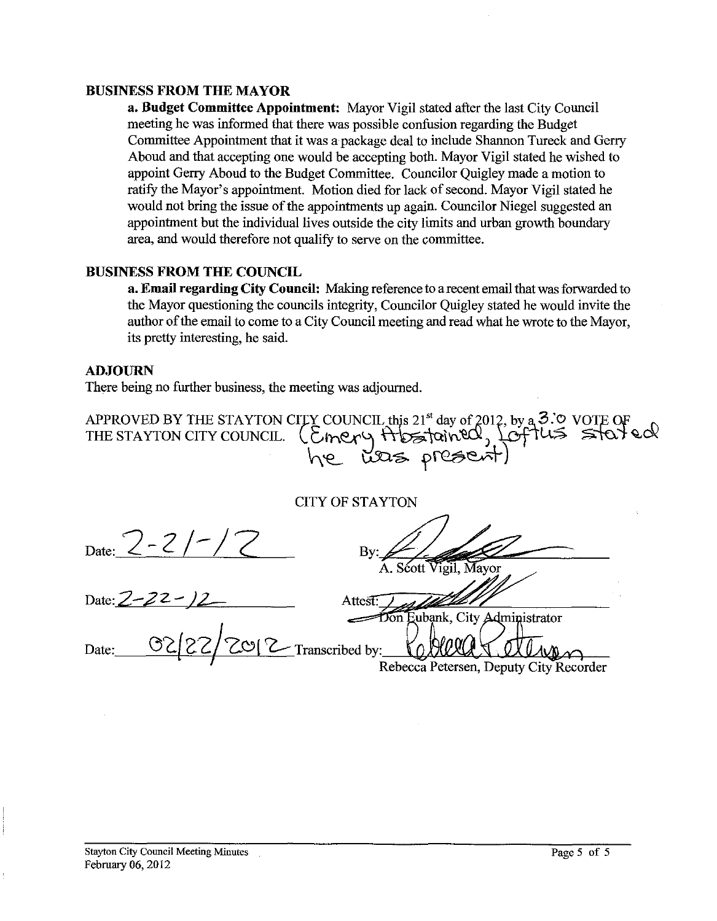## BUSINESS FROM THE MAYOR

**a. Budget Committee Appointment:** Mayor Vigil stated after the last City Council meeting he was informed that there was possible confusion regarding the Budget Committee Appointment that it was a package deal to include Shannon Tureck and Gerry Aboud and that accepting one would be accepting both. Mayor Vigil stated he wished to appoint Gerry Aboud to the Budget Committee. Councilor Quigley made a motion to ratify the Mayor's appointment. Motion died for lack of second. Mayor Vigil stated he would not bring the issue of the appointments up again. Councilor Niegel suggested an appointment but the individual lives outside the city limits and urban growth boundary area, and would therefore not qualify to serve on the committee.

## BUSINESS FROM THE COUNCIL

**a. Email regarding City Council:** Making reference to a recent email that was forwarded to the Mayor questioning the councils integrity, Councilor Quigley stated he would invite the author of the email to come to a City Council meeting and read what he wrote to the Mayor, its pretty interesting, he said.

## ADJOURN

There being no further business, the meeting was adjourned.

APPROVED BY THE STAYTON CITY COUNCIL this 21st day of 2012, by a 3:0 VOTE OF THE STAYTON CITY COUNCIL. (Emery Abstained, Loftus stated he was present)

CITY OF STAYTON

Date: 2-21-12 By: A. Scott Vigil, Mayor

Date: 2-22-12 Attest: Don Eubank, City Administrator

Date: 02/22/2012 Transcribed by: Rebecca Petersen, Deputy City Recorder

Stayton City Council Meeting Minutes
February 06, 2012